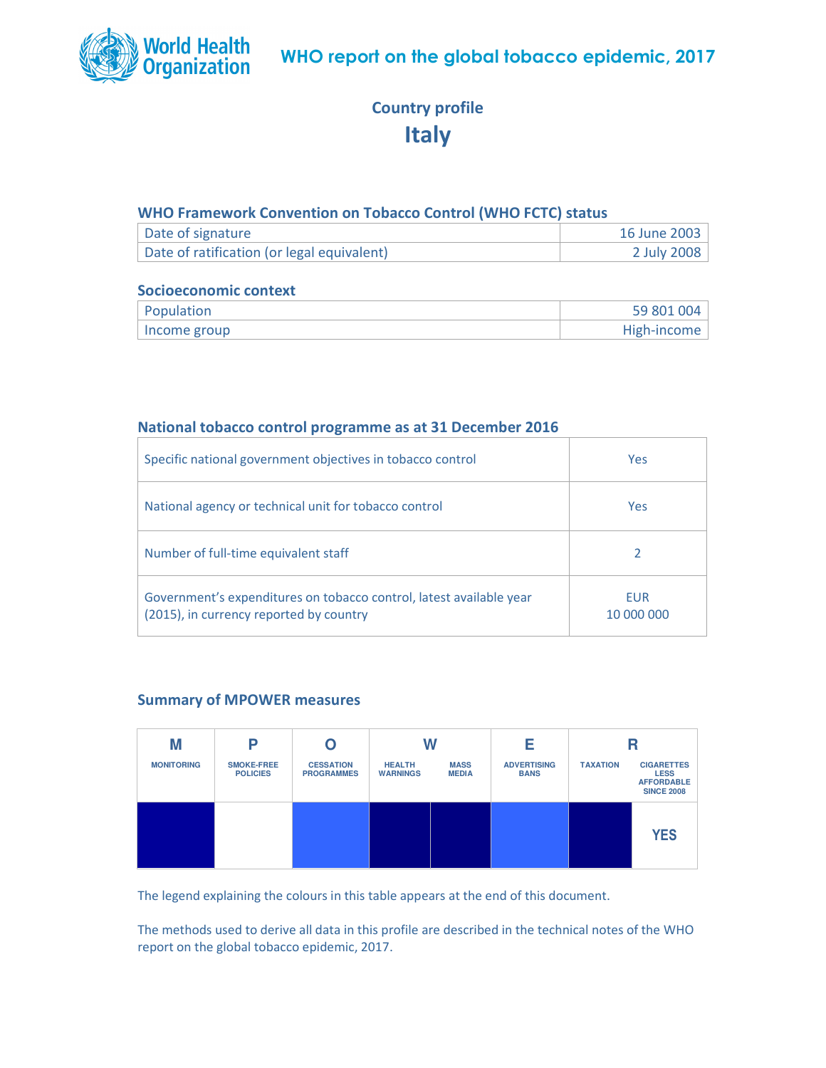# WHO report on the global tobacco epidemic, 2017

## Country profile
# Italy

### WHO Framework Convention on Tobacco Control (WHO FCTC) status

| | |
|---|---|
| Date of signature | 16 June 2003 |
| Date of ratification (or legal equivalent) | 2 July 2008 |

### Socioeconomic context

| | |
|---|---|
| Population | 59 801 004 |
| Income group | High-income |

### National tobacco control programme as at 31 December 2016

| | |
|---|---|
| Specific national government objectives in tobacco control | Yes |
| National agency or technical unit for tobacco control | Yes |
| Number of full-time equivalent staff | 2 |
| Government's expenditures on tobacco control, latest available year (2015), in currency reported by country | EUR 10 000 000 |

### Summary of MPOWER measures

| M | P | O | W | | E | R | |
|---|---|---|---|---|---|---|---|
| MONITORING | SMOKE-FREE POLICIES | CESSATION PROGRAMMES | HEALTH WARNINGS | MASS MEDIA | ADVERTISING BANS | TAXATION | CIGARETTES LESS AFFORDABLE SINCE 2008 |
| | | | | | | | YES |

The legend explaining the colours in this table appears at the end of this document.

The methods used to derive all data in this profile are described in the technical notes of the WHO report on the global tobacco epidemic, 2017.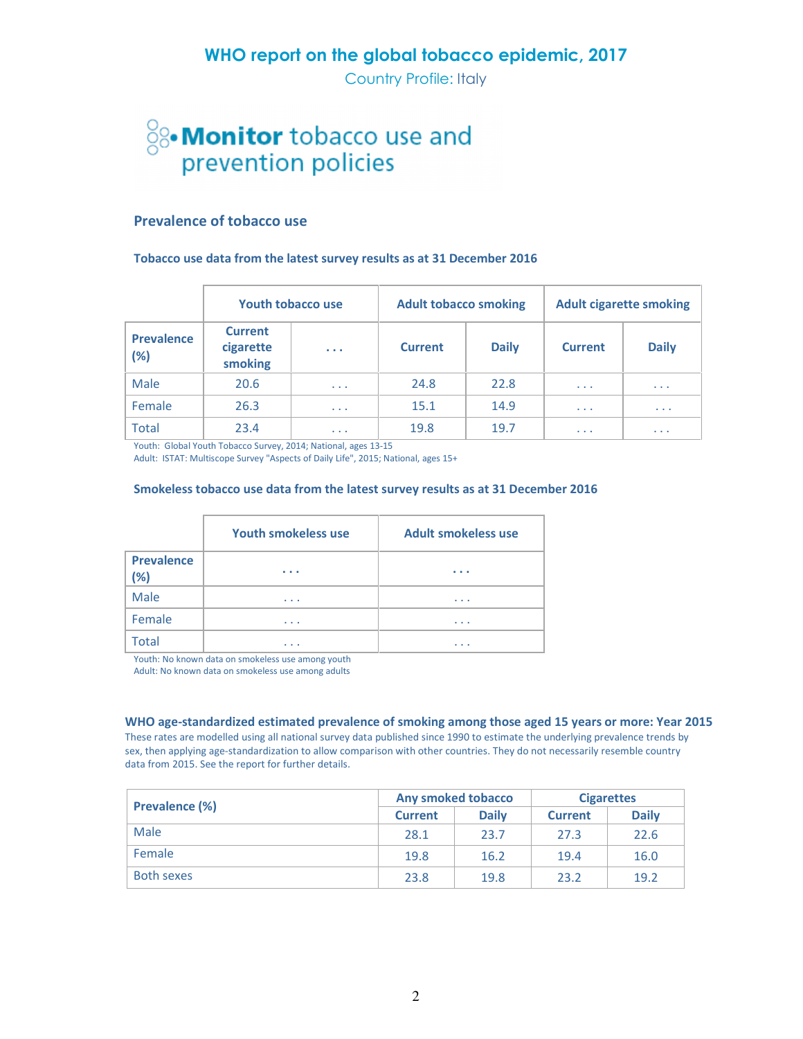# WHO report on the global tobacco epidemic, 2017

Country Profile: Italy

## Monitor tobacco use and prevention policies

### Prevalence of tobacco use

**Tobacco use data from the latest survey results as at 31 December 2016**

| | Youth tobacco use | | Adult tobacco smoking | | Adult cigarette smoking | |
|---|---|---|---|---|---|---|
| **Prevalence (%)** | **Current cigarette smoking** | **. . .** | **Current** | **Daily** | **Current** | **Daily** |
| Male | 20.6 | . . . | 24.8 | 22.8 | . . . | . . . |
| Female | 26.3 | . . . | 15.1 | 14.9 | . . . | . . . |
| Total | 23.4 | . . . | 19.8 | 19.7 | . . . | . . . |

Youth: Global Youth Tobacco Survey, 2014; National, ages 13-15
Adult: ISTAT: Multiscope Survey "Aspects of Daily Life", 2015; National, ages 15+

**Smokeless tobacco use data from the latest survey results as at 31 December 2016**

| | Youth smokeless use | Adult smokeless use |
|---|---|---|
| **Prevalence (%)** | . . . | . . . |
| Male | . . . | . . . |
| Female | . . . | . . . |
| Total | . . . | . . . |

Youth: No known data on smokeless use among youth
Adult: No known data on smokeless use among adults

**WHO age-standardized estimated prevalence of smoking among those aged 15 years or more: Year 2015**

These rates are modelled using all national survey data published since 1990 to estimate the underlying prevalence trends by sex, then applying age-standardization to allow comparison with other countries. They do not necessarily resemble country data from 2015. See the report for further details.

| Prevalence (%) | Any smoked tobacco | | Cigarettes | |
|---|---|---|---|---|
| | **Current** | **Daily** | **Current** | **Daily** |
| Male | 28.1 | 23.7 | 27.3 | 22.6 |
| Female | 19.8 | 16.2 | 19.4 | 16.0 |
| Both sexes | 23.8 | 19.8 | 23.2 | 19.2 |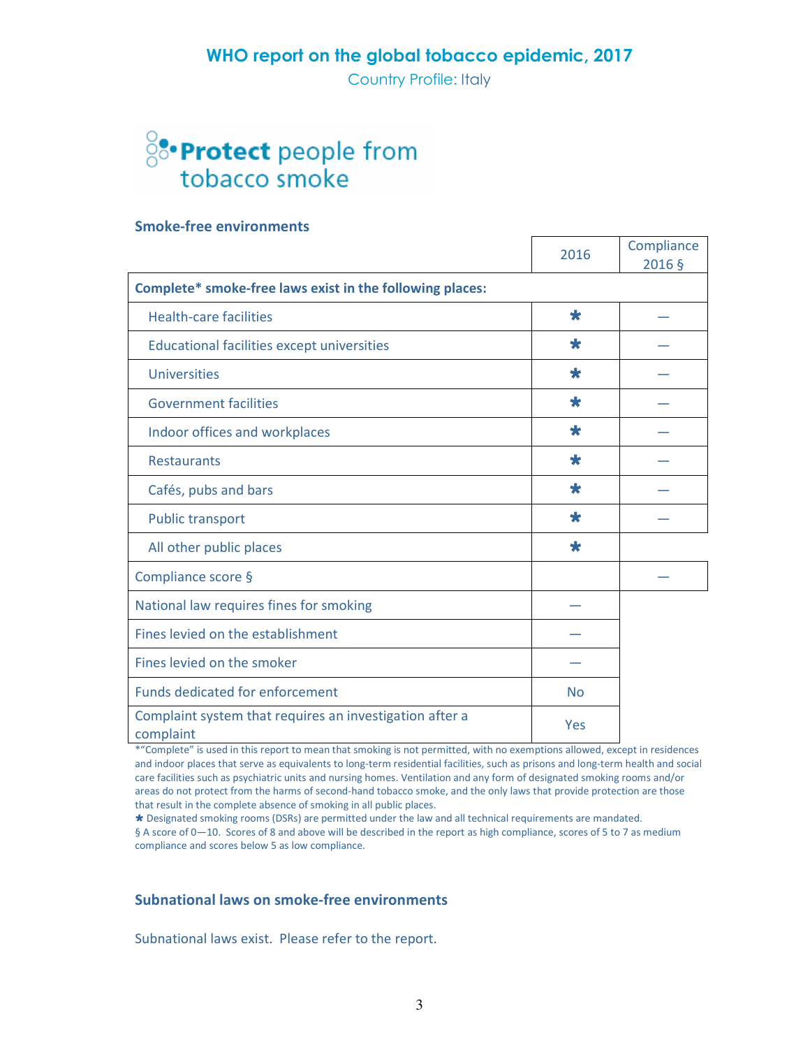# WHO report on the global tobacco epidemic, 2017

Country Profile: Italy

## Protect people from tobacco smoke

### Smoke-free environments

| | 2016 | Compliance 2016 § |
|---|---|---|
| **Complete* smoke-free laws exist in the following places:** | | |
| Health-care facilities | ✱ | — |
| Educational facilities except universities | ✱ | — |
| Universities | ✱ | — |
| Government facilities | ✱ | — |
| Indoor offices and workplaces | ✱ | — |
| Restaurants | ✱ | — |
| Cafés, pubs and bars | ✱ | — |
| Public transport | ✱ | — |
| All other public places | ✱ | |
| Compliance score § | | — |
| National law requires fines for smoking | — | |
| Fines levied on the establishment | — | |
| Fines levied on the smoker | — | |
| Funds dedicated for enforcement | No | |
| Complaint system that requires an investigation after a complaint | Yes | |

*"Complete" is used in this report to mean that smoking is not permitted, with no exemptions allowed, except in residences and indoor places that serve as equivalents to long-term residential facilities, such as prisons and long-term health and social care facilities such as psychiatric units and nursing homes. Ventilation and any form of designated smoking rooms and/or areas do not protect from the harms of second-hand tobacco smoke, and the only laws that provide protection are those that result in the complete absence of smoking in all public places.

✱ Designated smoking rooms (DSRs) are permitted under the law and all technical requirements are mandated.

§ A score of 0—10. Scores of 8 and above will be described in the report as high compliance, scores of 5 to 7 as medium compliance and scores below 5 as low compliance.

### Subnational laws on smoke-free environments

Subnational laws exist. Please refer to the report.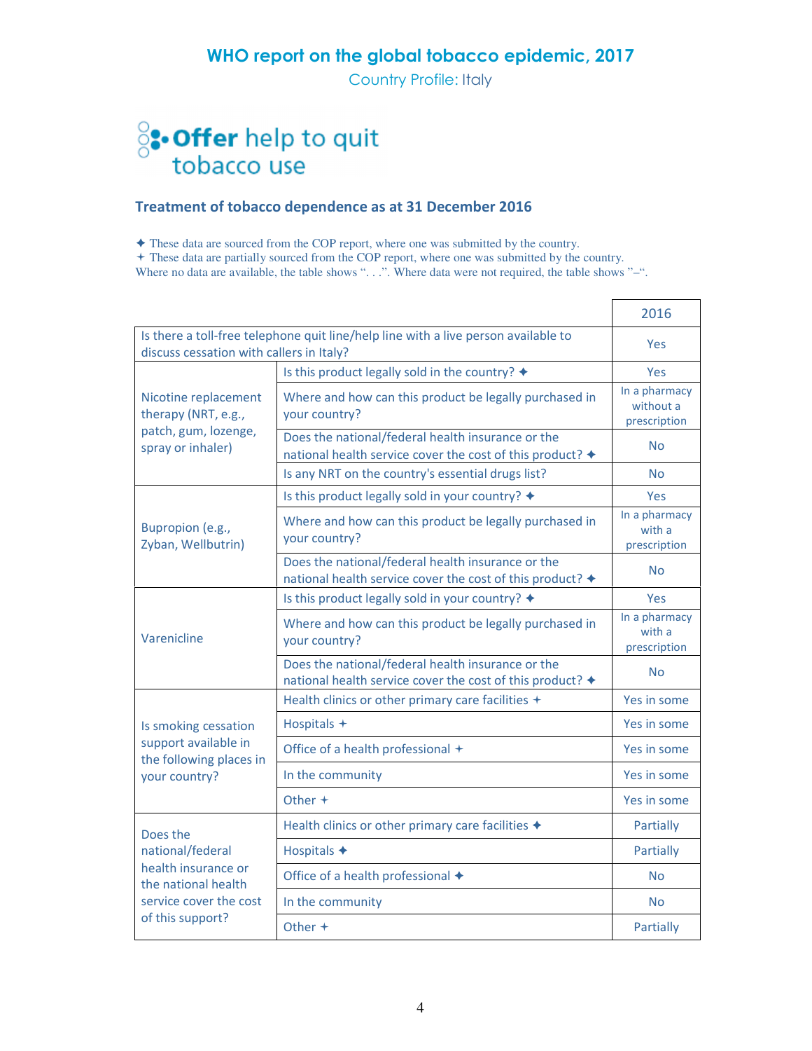# WHO report on the global tobacco epidemic, 2017

Country Profile: Italy

## Offer help to quit tobacco use

### Treatment of tobacco dependence as at 31 December 2016

✦ These data are sourced from the COP report, where one was submitted by the country.
✢ These data are partially sourced from the COP report, where one was submitted by the country.
Where no data are available, the table shows ". . .". Where data were not required, the table shows "–".

| | | 2016 |
|---|---|---|
| Is there a toll-free telephone quit line/help line with a live person available to discuss cessation with callers in Italy? | | Yes |
| Nicotine replacement therapy (NRT, e.g., patch, gum, lozenge, spray or inhaler) | Is this product legally sold in the country? ✦ | Yes |
| | Where and how can this product be legally purchased in your country? | In a pharmacy without a prescription |
| | Does the national/federal health insurance or the national health service cover the cost of this product? ✦ | No |
| | Is any NRT on the country's essential drugs list? | No |
| Bupropion (e.g., Zyban, Wellbutrin) | Is this product legally sold in your country? ✦ | Yes |
| | Where and how can this product be legally purchased in your country? | In a pharmacy with a prescription |
| | Does the national/federal health insurance or the national health service cover the cost of this product? ✦ | No |
| Varenicline | Is this product legally sold in your country? ✦ | Yes |
| | Where and how can this product be legally purchased in your country? | In a pharmacy with a prescription |
| | Does the national/federal health insurance or the national health service cover the cost of this product? ✦ | No |
| Is smoking cessation support available in the following places in your country? | Health clinics or other primary care facilities ✢ | Yes in some |
| | Hospitals ✢ | Yes in some |
| | Office of a health professional ✢ | Yes in some |
| | In the community | Yes in some |
| | Other ✢ | Yes in some |
| Does the national/federal health insurance or the national health service cover the cost of this support? | Health clinics or other primary care facilities ✦ | Partially |
| | Hospitals ✦ | Partially |
| | Office of a health professional ✦ | No |
| | In the community | No |
| | Other ✢ | Partially |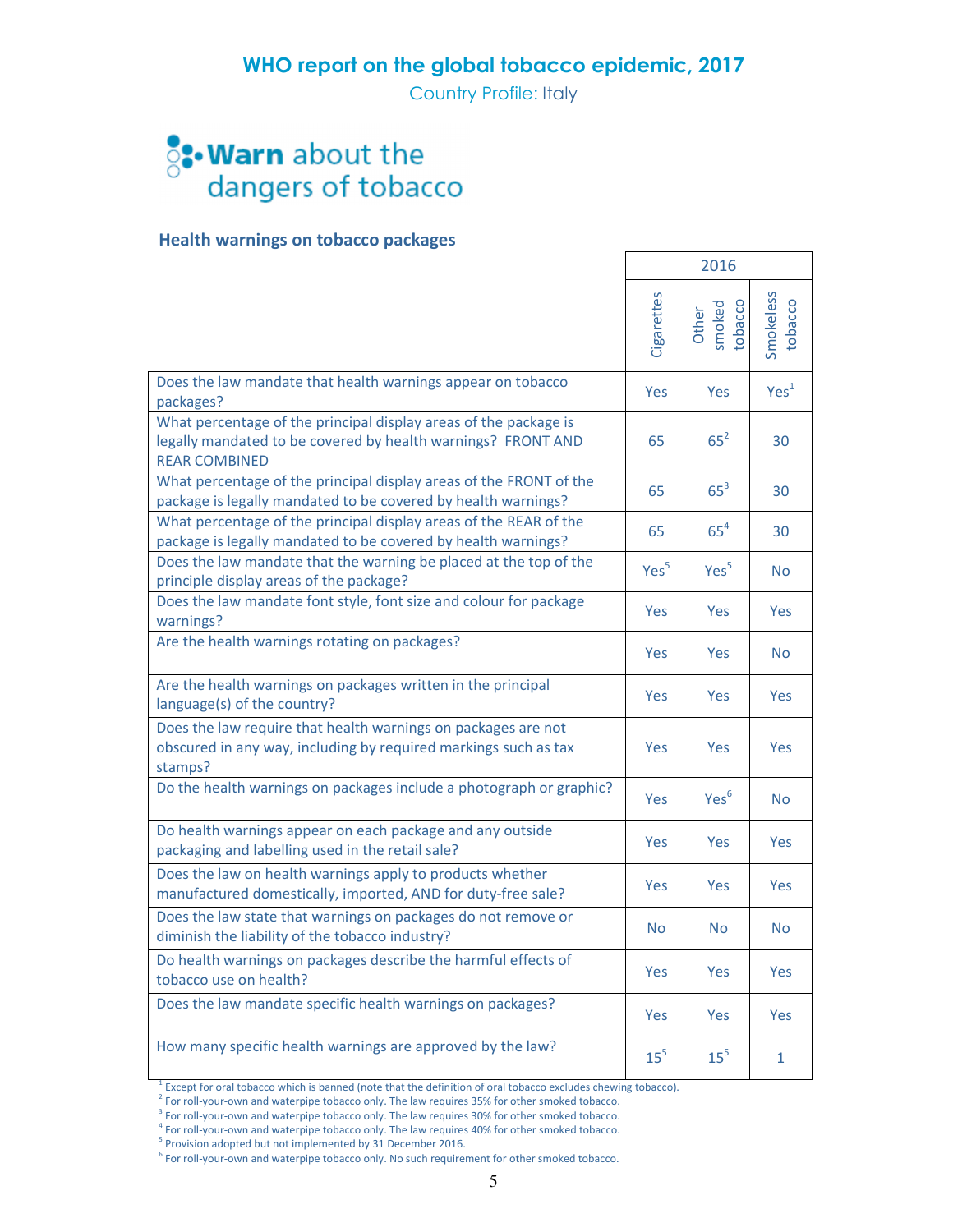# WHO report on the global tobacco epidemic, 2017

Country Profile: Italy

## Warn about the dangers of tobacco

### Health warnings on tobacco packages

| | 2016 | | |
|---|---|---|---|
| | Cigarettes | Other smoked tobacco | Smokeless tobacco |
| Does the law mandate that health warnings appear on tobacco packages? | Yes | Yes | Yes[1] |
| What percentage of the principal display areas of the package is legally mandated to be covered by health warnings? FRONT AND REAR COMBINED | 65 | 65[2] | 30 |
| What percentage of the principal display areas of the FRONT of the package is legally mandated to be covered by health warnings? | 65 | 65[3] | 30 |
| What percentage of the principal display areas of the REAR of the package is legally mandated to be covered by health warnings? | 65 | 65[4] | 30 |
| Does the law mandate that the warning be placed at the top of the principle display areas of the package? | Yes[5] | Yes[5] | No |
| Does the law mandate font style, font size and colour for package warnings? | Yes | Yes | Yes |
| Are the health warnings rotating on packages? | Yes | Yes | No |
| Are the health warnings on packages written in the principal language(s) of the country? | Yes | Yes | Yes |
| Does the law require that health warnings on packages are not obscured in any way, including by required markings such as tax stamps? | Yes | Yes | Yes |
| Do the health warnings on packages include a photograph or graphic? | Yes | Yes[6] | No |
| Do health warnings appear on each package and any outside packaging and labelling used in the retail sale? | Yes | Yes | Yes |
| Does the law on health warnings apply to products whether manufactured domestically, imported, AND for duty-free sale? | Yes | Yes | Yes |
| Does the law state that warnings on packages do not remove or diminish the liability of the tobacco industry? | No | No | No |
| Do health warnings on packages describe the harmful effects of tobacco use on health? | Yes | Yes | Yes |
| Does the law mandate specific health warnings on packages? | Yes | Yes | Yes |
| How many specific health warnings are approved by the law? | 15[5] | 15[5] | 1 |

[1] Except for oral tobacco which is banned (note that the definition of oral tobacco excludes chewing tobacco).
[2] For roll-your-own and waterpipe tobacco only. The law requires 35% for other smoked tobacco.
[3] For roll-your-own and waterpipe tobacco only. The law requires 30% for other smoked tobacco.
[4] For roll-your-own and waterpipe tobacco only. The law requires 40% for other smoked tobacco.
[5] Provision adopted but not implemented by 31 December 2016.
[6] For roll-your-own and waterpipe tobacco only. No such requirement for other smoked tobacco.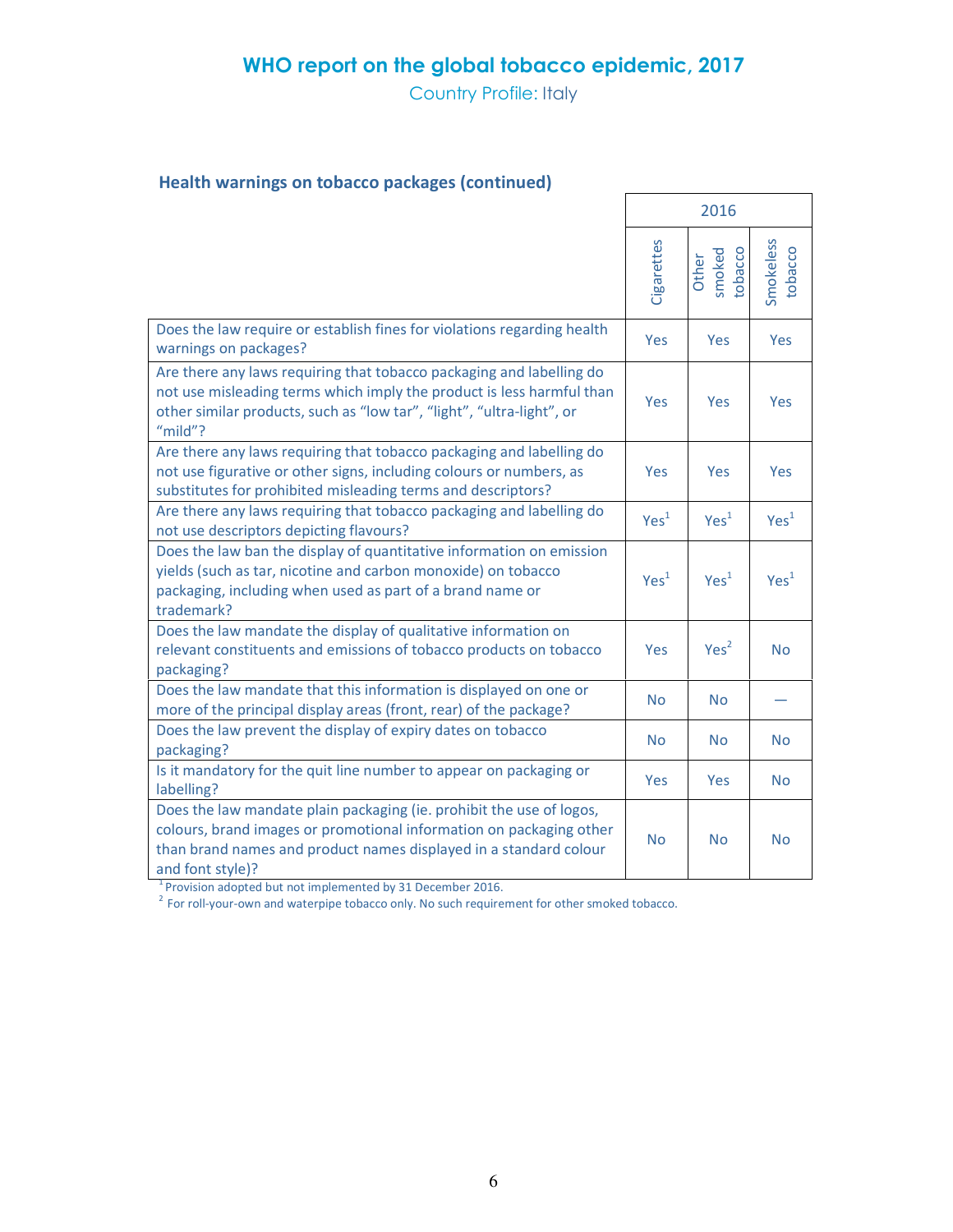# WHO report on the global tobacco epidemic, 2017

Country Profile: Italy

## Health warnings on tobacco packages (continued)

| | 2016 | | |
|---|---|---|---|
| | Cigarettes | Other smoked tobacco | Smokeless tobacco |
| Does the law require or establish fines for violations regarding health warnings on packages? | Yes | Yes | Yes |
| Are there any laws requiring that tobacco packaging and labelling do not use misleading terms which imply the product is less harmful than other similar products, such as "low tar", "light", "ultra-light", or "mild"? | Yes | Yes | Yes |
| Are there any laws requiring that tobacco packaging and labelling do not use figurative or other signs, including colours or numbers, as substitutes for prohibited misleading terms and descriptors? | Yes | Yes | Yes |
| Are there any laws requiring that tobacco packaging and labelling do not use descriptors depicting flavours? | Yes[1] | Yes[1] | Yes[1] |
| Does the law ban the display of quantitative information on emission yields (such as tar, nicotine and carbon monoxide) on tobacco packaging, including when used as part of a brand name or trademark? | Yes[1] | Yes[1] | Yes[1] |
| Does the law mandate the display of qualitative information on relevant constituents and emissions of tobacco products on tobacco packaging? | Yes | Yes[2] | No |
| Does the law mandate that this information is displayed on one or more of the principal display areas (front, rear) of the package? | No | No | — |
| Does the law prevent the display of expiry dates on tobacco packaging? | No | No | No |
| Is it mandatory for the quit line number to appear on packaging or labelling? | Yes | Yes | No |
| Does the law mandate plain packaging (ie. prohibit the use of logos, colours, brand images or promotional information on packaging other than brand names and product names displayed in a standard colour and font style)? | No | No | No |

[1] Provision adopted but not implemented by 31 December 2016.

[2] For roll-your-own and waterpipe tobacco only. No such requirement for other smoked tobacco.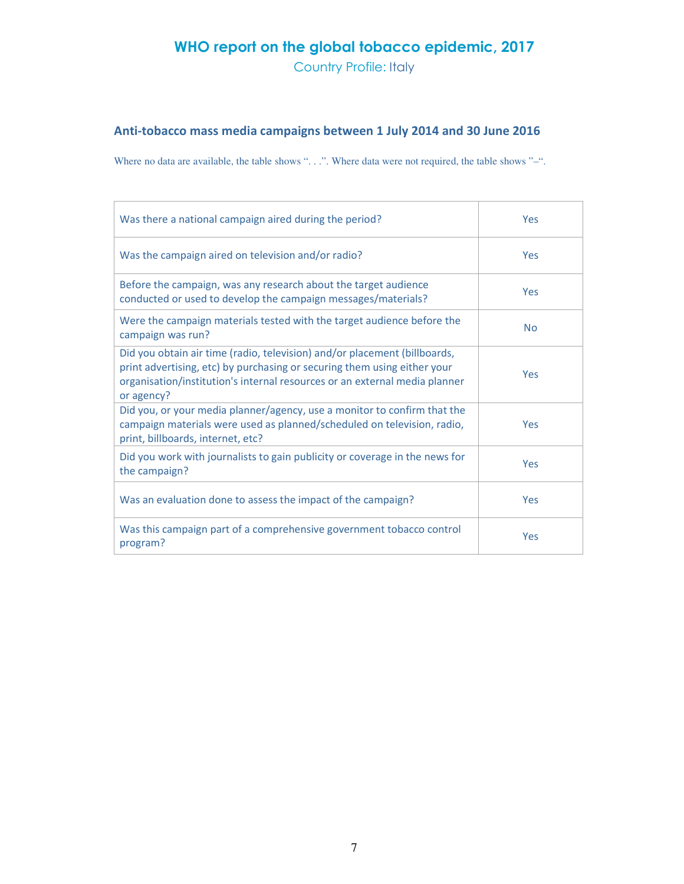## Anti-tobacco mass media campaigns between 1 July 2014 and 30 June 2016

Where no data are available, the table shows ". . .". Where data were not required, the table shows "–".

| | |
|---|---|
| Was there a national campaign aired during the period? | Yes |
| Was the campaign aired on television and/or radio? | Yes |
| Before the campaign, was any research about the target audience conducted or used to develop the campaign messages/materials? | Yes |
| Were the campaign materials tested with the target audience before the campaign was run? | No |
| Did you obtain air time (radio, television) and/or placement (billboards, print advertising, etc) by purchasing or securing them using either your organisation/institution's internal resources or an external media planner or agency? | Yes |
| Did you, or your media planner/agency, use a monitor to confirm that the campaign materials were used as planned/scheduled on television, radio, print, billboards, internet, etc? | Yes |
| Did you work with journalists to gain publicity or coverage in the news for the campaign? | Yes |
| Was an evaluation done to assess the impact of the campaign? | Yes |
| Was this campaign part of a comprehensive government tobacco control program? | Yes |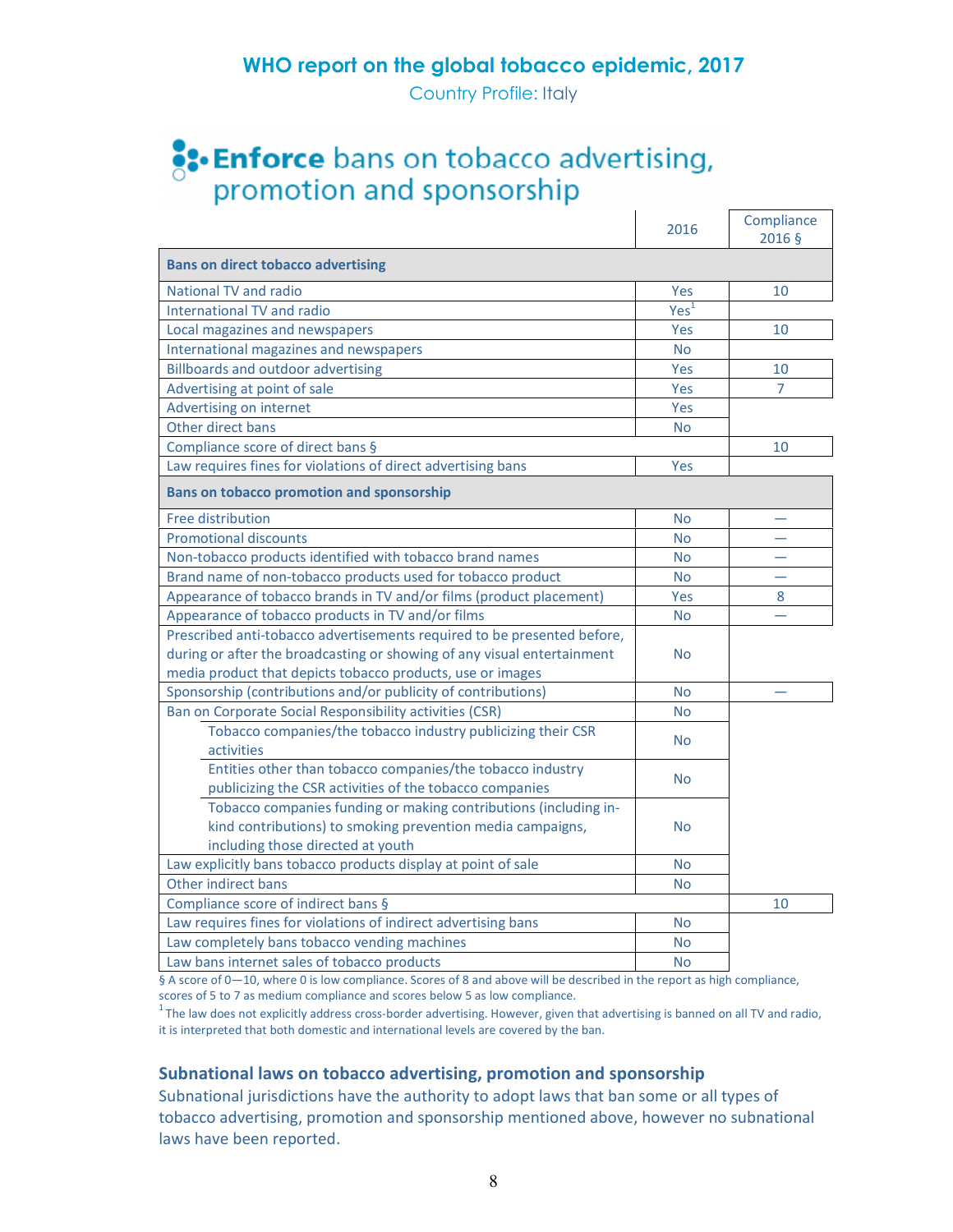## WHO report on the global tobacco epidemic, 2017

Country Profile: Italy

# Enforce bans on tobacco advertising, promotion and sponsorship

| | 2016 | Compliance 2016 § |
|---|---|---|
| **Bans on direct tobacco advertising** | | |
| National TV and radio | Yes | 10 |
| International TV and radio | Yes[1] | |
| Local magazines and newspapers | Yes | 10 |
| International magazines and newspapers | No | |
| Billboards and outdoor advertising | Yes | 10 |
| Advertising at point of sale | Yes | 7 |
| Advertising on internet | Yes | |
| Other direct bans | No | |
| Compliance score of direct bans § | | 10 |
| Law requires fines for violations of direct advertising bans | Yes | |
| **Bans on tobacco promotion and sponsorship** | | |
| Free distribution | No | — |
| Promotional discounts | No | — |
| Non-tobacco products identified with tobacco brand names | No | — |
| Brand name of non-tobacco products used for tobacco product | No | — |
| Appearance of tobacco brands in TV and/or films (product placement) | Yes | 8 |
| Appearance of tobacco products in TV and/or films | No | — |
| Prescribed anti-tobacco advertisements required to be presented before, during or after the broadcasting or showing of any visual entertainment media product that depicts tobacco products, use or images | No | |
| Sponsorship (contributions and/or publicity of contributions) | No | — |
| Ban on Corporate Social Responsibility activities (CSR) | No | |
| Tobacco companies/the tobacco industry publicizing their CSR activities | No | |
| Entities other than tobacco companies/the tobacco industry publicizing the CSR activities of the tobacco companies | No | |
| Tobacco companies funding or making contributions (including in-kind contributions) to smoking prevention media campaigns, including those directed at youth | No | |
| Law explicitly bans tobacco products display at point of sale | No | |
| Other indirect bans | No | |
| Compliance score of indirect bans § | | 10 |
| Law requires fines for violations of indirect advertising bans | No | |
| Law completely bans tobacco vending machines | No | |
| Law bans internet sales of tobacco products | No | |

§ A score of 0—10, where 0 is low compliance. Scores of 8 and above will be described in the report as high compliance, scores of 5 to 7 as medium compliance and scores below 5 as low compliance.

[1] The law does not explicitly address cross-border advertising. However, given that advertising is banned on all TV and radio, it is interpreted that both domestic and international levels are covered by the ban.

### Subnational laws on tobacco advertising, promotion and sponsorship

Subnational jurisdictions have the authority to adopt laws that ban some or all types of tobacco advertising, promotion and sponsorship mentioned above, however no subnational laws have been reported.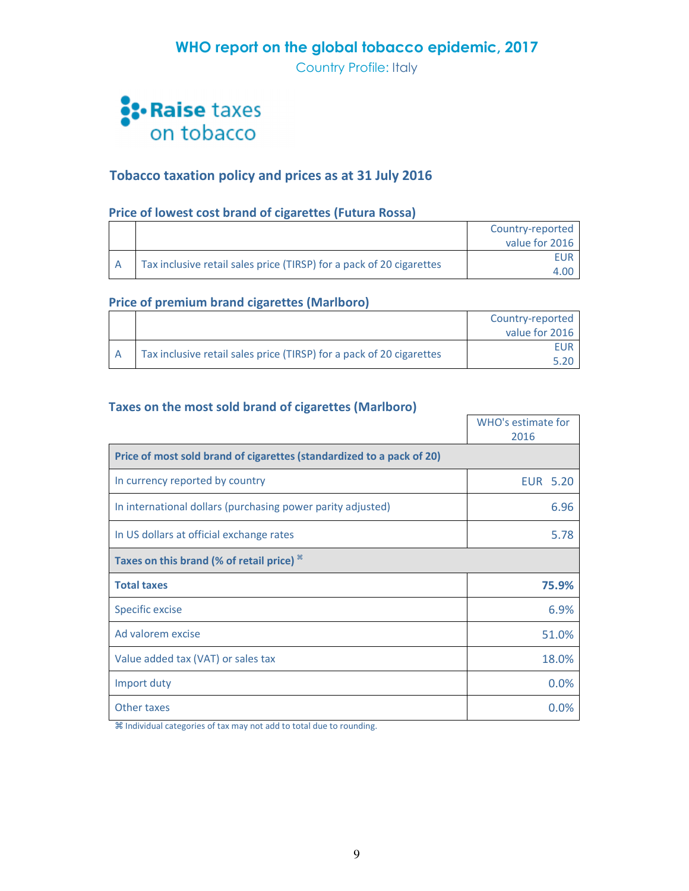# WHO report on the global tobacco epidemic, 2017

Country Profile: Italy

## Raise taxes on tobacco

### Tobacco taxation policy and prices as at 31 July 2016

#### Price of lowest cost brand of cigarettes (Futura Rossa)

| | | Country-reported value for 2016 |
|---|---|---|
| A | Tax inclusive retail sales price (TIRSP) for a pack of 20 cigarettes | EUR 4.00 |

#### Price of premium brand cigarettes (Marlboro)

| | | Country-reported value for 2016 |
|---|---|---|
| A | Tax inclusive retail sales price (TIRSP) for a pack of 20 cigarettes | EUR 5.20 |

#### Taxes on the most sold brand of cigarettes (Marlboro)

| | WHO's estimate for 2016 |
|---|---|
| **Price of most sold brand of cigarettes (standardized to a pack of 20)** | |
| In currency reported by country | EUR 5.20 |
| In international dollars (purchasing power parity adjusted) | 6.96 |
| In US dollars at official exchange rates | 5.78 |
| **Taxes on this brand (% of retail price)** ⌘ | |
| **Total taxes** | **75.9%** |
| Specific excise | 6.9% |
| Ad valorem excise | 51.0% |
| Value added tax (VAT) or sales tax | 18.0% |
| Import duty | 0.0% |
| Other taxes | 0.0% |

⌘ Individual categories of tax may not add to total due to rounding.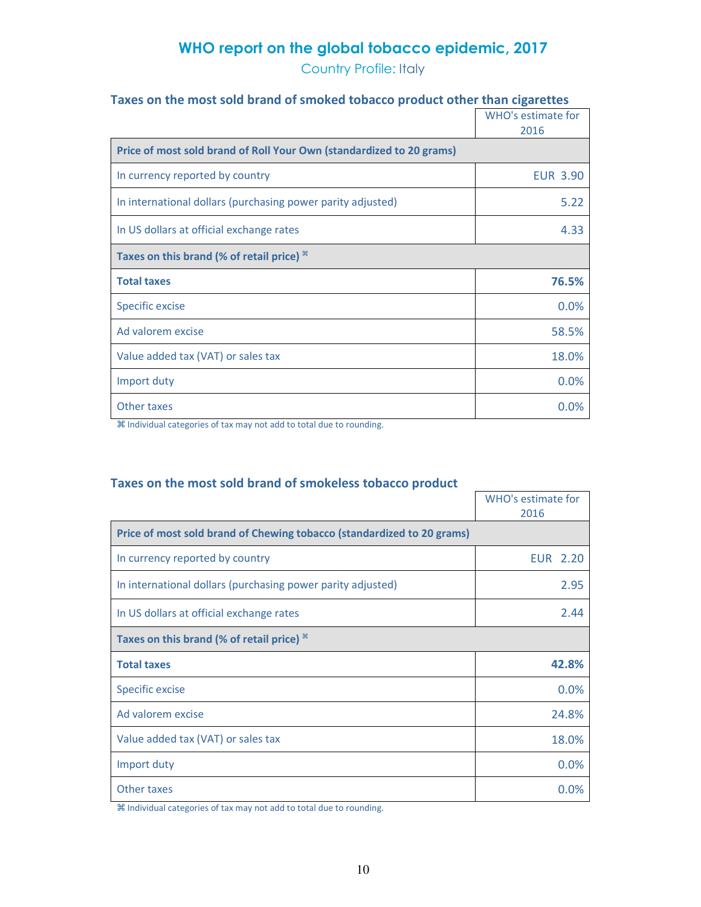# WHO report on the global tobacco epidemic, 2017

Country Profile: Italy

### Taxes on the most sold brand of smoked tobacco product other than cigarettes

| | WHO's estimate for 2016 |
|---|---|
| **Price of most sold brand of Roll Your Own (standardized to 20 grams)** | |
| In currency reported by country | EUR 3.90 |
| In international dollars (purchasing power parity adjusted) | 5.22 |
| In US dollars at official exchange rates | 4.33 |
| **Taxes on this brand (% of retail price) ⌘** | |
| **Total taxes** | **76.5%** |
| Specific excise | 0.0% |
| Ad valorem excise | 58.5% |
| Value added tax (VAT) or sales tax | 18.0% |
| Import duty | 0.0% |
| Other taxes | 0.0% |

⌘ Individual categories of tax may not add to total due to rounding.

### Taxes on the most sold brand of smokeless tobacco product

| | WHO's estimate for 2016 |
|---|---|
| **Price of most sold brand of Chewing tobacco (standardized to 20 grams)** | |
| In currency reported by country | EUR 2.20 |
| In international dollars (purchasing power parity adjusted) | 2.95 |
| In US dollars at official exchange rates | 2.44 |
| **Taxes on this brand (% of retail price) ⌘** | |
| **Total taxes** | **42.8%** |
| Specific excise | 0.0% |
| Ad valorem excise | 24.8% |
| Value added tax (VAT) or sales tax | 18.0% |
| Import duty | 0.0% |
| Other taxes | 0.0% |

⌘ Individual categories of tax may not add to total due to rounding.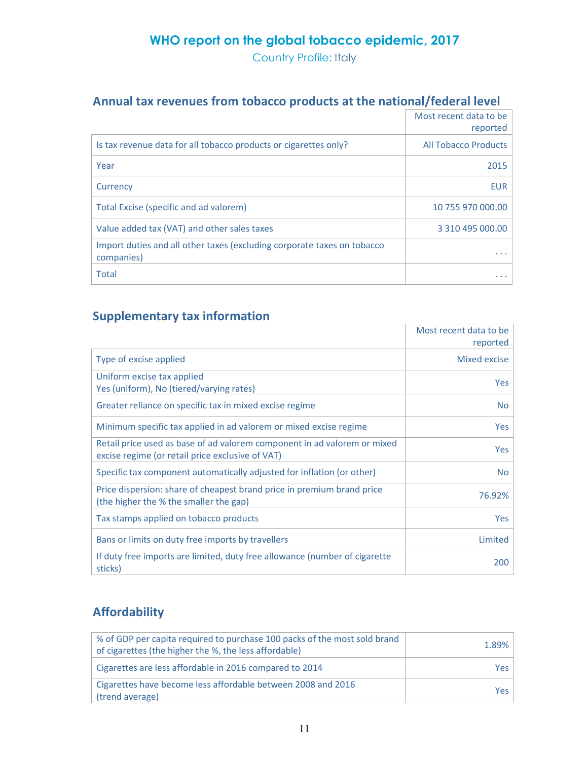# WHO report on the global tobacco epidemic, 2017

Country Profile: Italy

## Annual tax revenues from tobacco products at the national/federal level

| | Most recent data to be reported |
|---|---|
| Is tax revenue data for all tobacco products or cigarettes only? | All Tobacco Products |
| Year | 2015 |
| Currency | EUR |
| Total Excise (specific and ad valorem) | 10 755 970 000.00 |
| Value added tax (VAT) and other sales taxes | 3 310 495 000.00 |
| Import duties and all other taxes (excluding corporate taxes on tobacco companies) | . . . |
| Total | . . . |

## Supplementary tax information

| | Most recent data to be reported |
|---|---|
| Type of excise applied | Mixed excise |
| Uniform excise tax applied<br>Yes (uniform), No (tiered/varying rates) | Yes |
| Greater reliance on specific tax in mixed excise regime | No |
| Minimum specific tax applied in ad valorem or mixed excise regime | Yes |
| Retail price used as base of ad valorem component in ad valorem or mixed excise regime (or retail price exclusive of VAT) | Yes |
| Specific tax component automatically adjusted for inflation (or other) | No |
| Price dispersion: share of cheapest brand price in premium brand price (the higher the % the smaller the gap) | 76.92% |
| Tax stamps applied on tobacco products | Yes |
| Bans or limits on duty free imports by travellers | Limited |
| If duty free imports are limited, duty free allowance (number of cigarette sticks) | 200 |

## Affordability

| | |
|---|---|
| % of GDP per capita required to purchase 100 packs of the most sold brand of cigarettes (the higher the %, the less affordable) | 1.89% |
| Cigarettes are less affordable in 2016 compared to 2014 | Yes |
| Cigarettes have become less affordable between 2008 and 2016 (trend average) | Yes |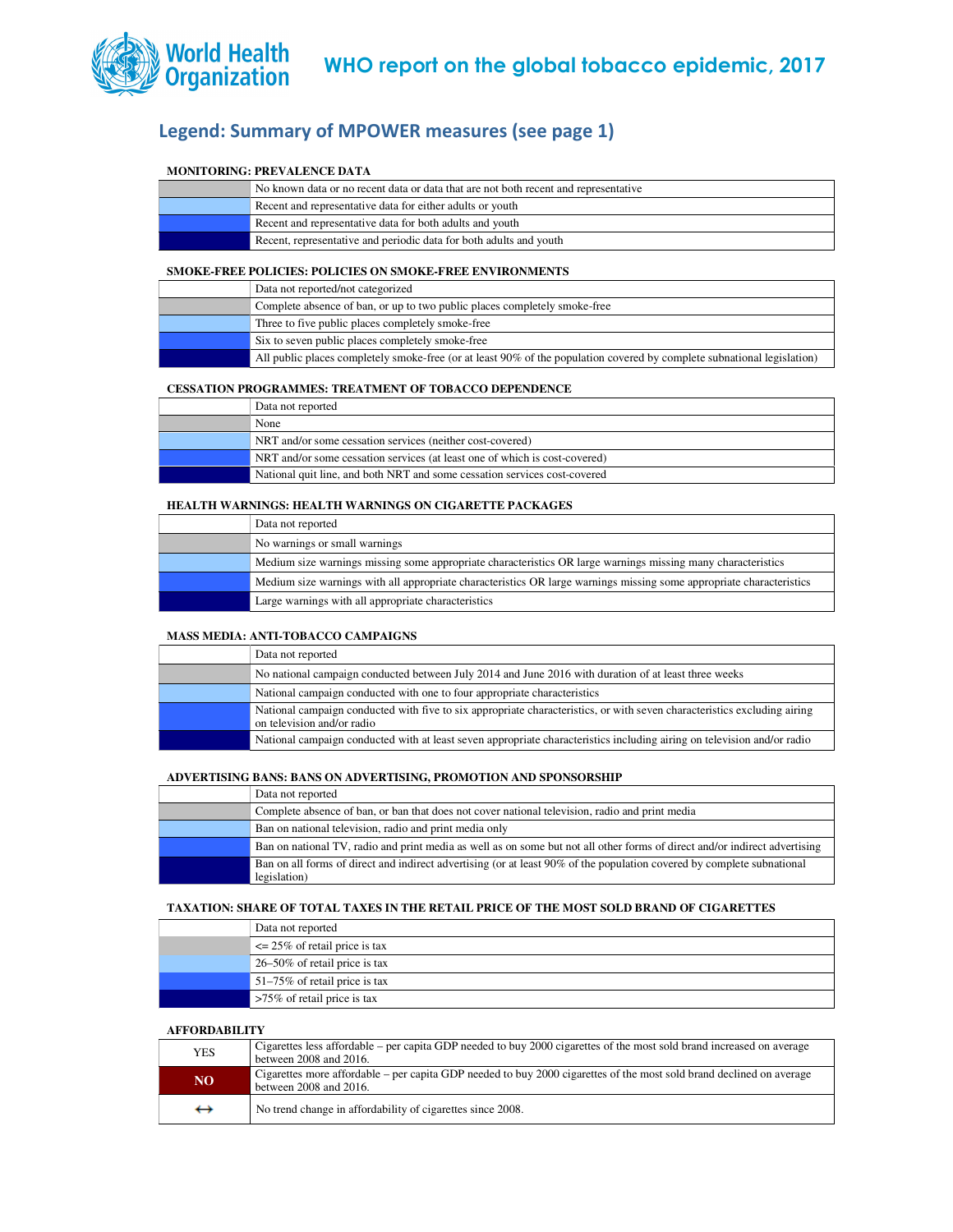## Legend: Summary of MPOWER measures (see page 1)

**MONITORING: PREVALENCE DATA**

| | |
|---|---|
| | No known data or no recent data or data that are not both recent and representative |
| | Recent and representative data for either adults or youth |
| | Recent and representative data for both adults and youth |
| | Recent, representative and periodic data for both adults and youth |

**SMOKE-FREE POLICIES: POLICIES ON SMOKE-FREE ENVIRONMENTS**

| | |
|---|---|
| | Data not reported/not categorized |
| | Complete absence of ban, or up to two public places completely smoke-free |
| | Three to five public places completely smoke-free |
| | Six to seven public places completely smoke-free |
| | All public places completely smoke-free (or at least 90% of the population covered by complete subnational legislation) |

**CESSATION PROGRAMMES: TREATMENT OF TOBACCO DEPENDENCE**

| | |
|---|---|
| | Data not reported |
| | None |
| | NRT and/or some cessation services (neither cost-covered) |
| | NRT and/or some cessation services (at least one of which is cost-covered) |
| | National quit line, and both NRT and some cessation services cost-covered |

**HEALTH WARNINGS: HEALTH WARNINGS ON CIGARETTE PACKAGES**

| | |
|---|---|
| | Data not reported |
| | No warnings or small warnings |
| | Medium size warnings missing some appropriate characteristics OR large warnings missing many characteristics |
| | Medium size warnings with all appropriate characteristics OR large warnings missing some appropriate characteristics |
| | Large warnings with all appropriate characteristics |

**MASS MEDIA: ANTI-TOBACCO CAMPAIGNS**

| | |
|---|---|
| | Data not reported |
| | No national campaign conducted between July 2014 and June 2016 with duration of at least three weeks |
| | National campaign conducted with one to four appropriate characteristics |
| | National campaign conducted with five to six appropriate characteristics, or with seven characteristics excluding airing on television and/or radio |
| | National campaign conducted with at least seven appropriate characteristics including airing on television and/or radio |

**ADVERTISING BANS: BANS ON ADVERTISING, PROMOTION AND SPONSORSHIP**

| | |
|---|---|
| | Data not reported |
| | Complete absence of ban, or ban that does not cover national television, radio and print media |
| | Ban on national television, radio and print media only |
| | Ban on national TV, radio and print media as well as on some but not all other forms of direct and/or indirect advertising |
| | Ban on all forms of direct and indirect advertising (or at least 90% of the population covered by complete subnational legislation) |

**TAXATION: SHARE OF TOTAL TAXES IN THE RETAIL PRICE OF THE MOST SOLD BRAND OF CIGARETTES**

| | |
|---|---|
| | Data not reported |
| | <= 25% of retail price is tax |
| | 26–50% of retail price is tax |
| | 51–75% of retail price is tax |
| | >75% of retail price is tax |

**AFFORDABILITY**

| | |
|---|---|
| YES | Cigarettes less affordable – per capita GDP needed to buy 2000 cigarettes of the most sold brand increased on average between 2008 and 2016. |
| NO | Cigarettes more affordable – per capita GDP needed to buy 2000 cigarettes of the most sold brand declined on average between 2008 and 2016. |
| ↔ | No trend change in affordability of cigarettes since 2008. |